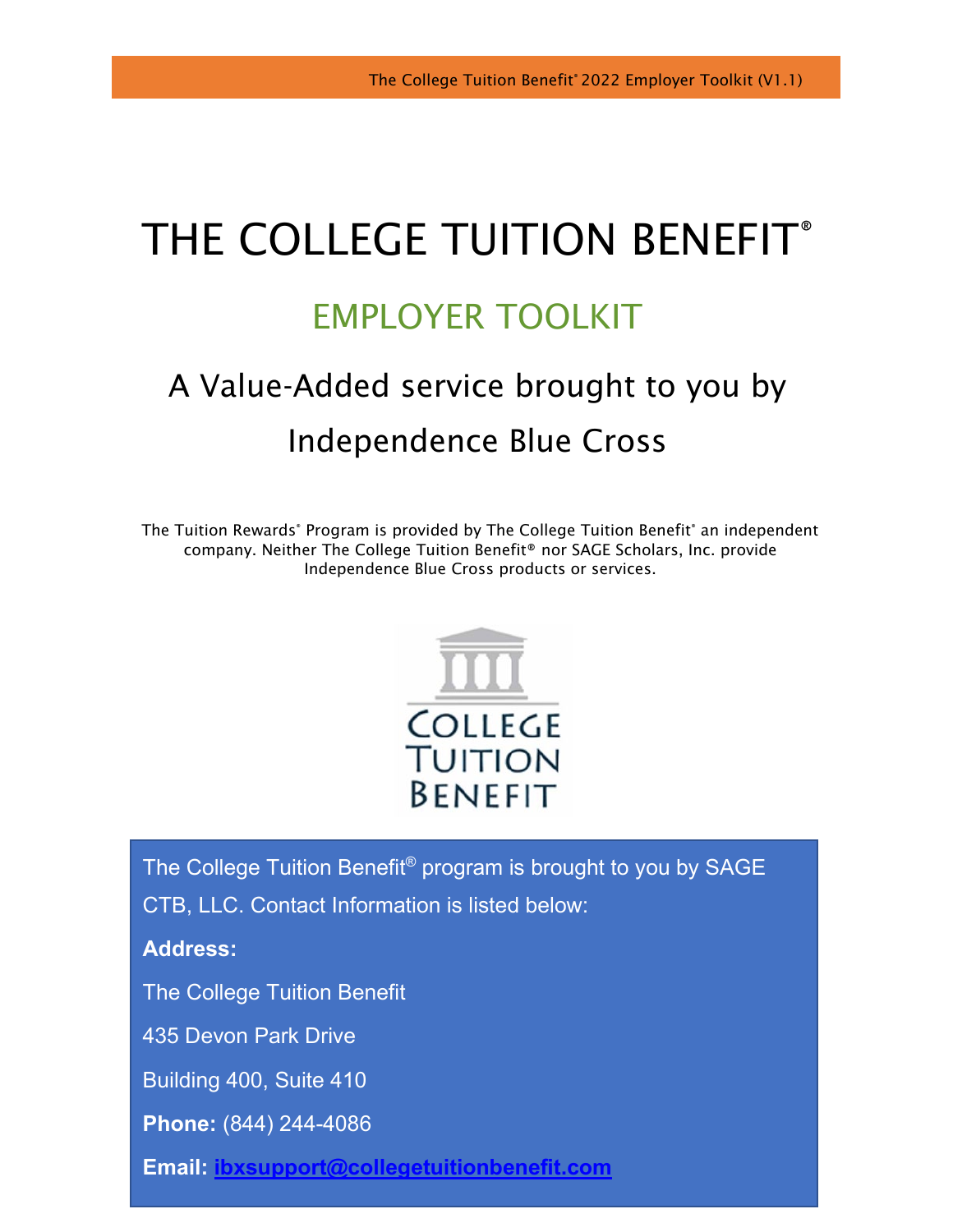# THE COLLEGE TUITION BENEFIT®

## EMPLOYER TOOLKIT

### A Value-Added service brought to you by Independence Blue Cross

The Tuition Rewards® Program is provided by The College Tuition Benefit® an independent company. Neither The College Tuition Benefit® nor SAGE Scholars, Inc. provide Independence Blue Cross products or services.

COLLEGE TUITION BENEFIT

The College Tuition Benefit® program is brought to you by SAGE CTB, LLC. Contact Information is listed below:

**Address:**

The College Tuition Benefit

435 Devon Park Drive

Building 400, Suite 410

**Phone:** (844) 244-4086

**Email:** ibxsupport@collegetuitionbenefit.com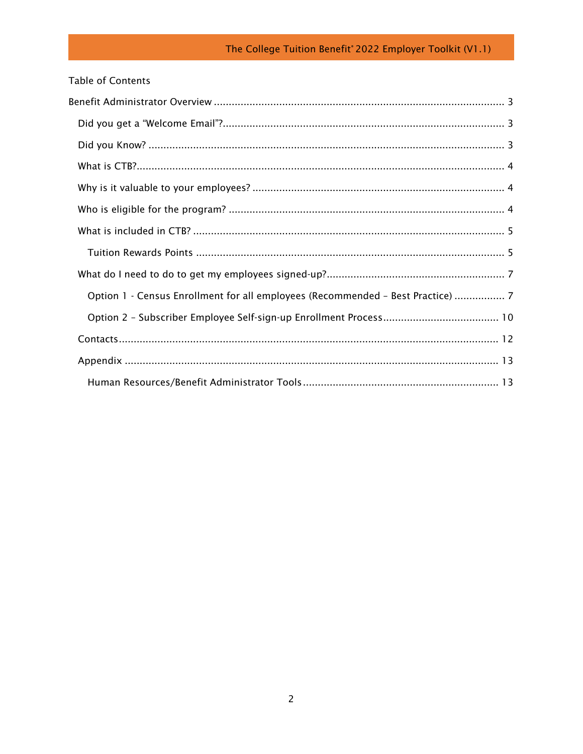Table of Contents

- Benefit Administrator Overview ..... 3
  - Did you get a "Welcome Email"? ..... 3
  - Did you Know? ..... 3
  - What is CTB? ..... 4
  - Why is it valuable to your employees? ..... 4
  - Who is eligible for the program? ..... 4
  - What is included in CTB? ..... 5
    - Tuition Rewards Points ..... 5
  - What do I need to do to get my employees signed-up? ..... 7
    - Option 1 - Census Enrollment for all employees (Recommended – Best Practice) ..... 7
    - Option 2 – Subscriber Employee Self-sign-up Enrollment Process ..... 10
  - Contacts ..... 12
  - Appendix ..... 13
    - Human Resources/Benefit Administrator Tools ..... 13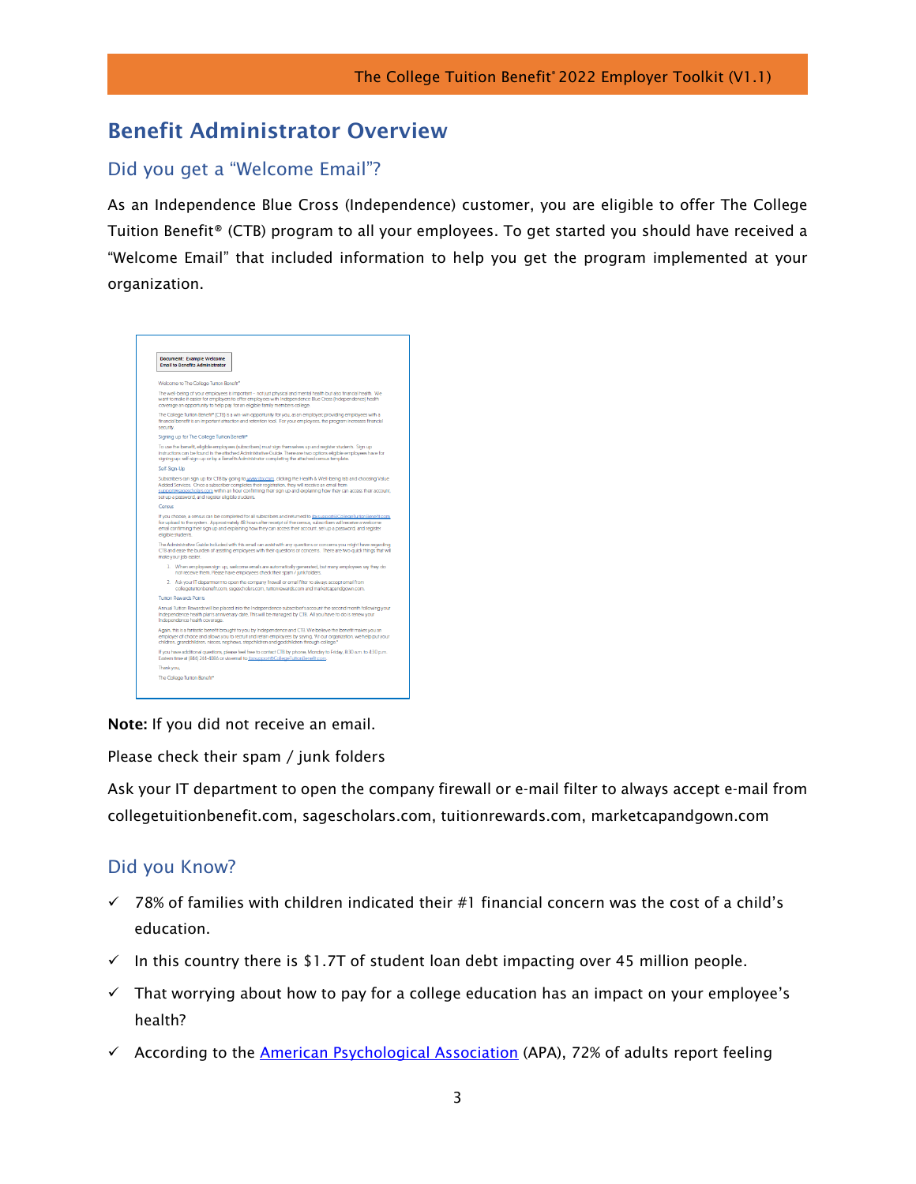## Benefit Administrator Overview

### Did you get a "Welcome Email"?

As an Independence Blue Cross (Independence) customer, you are eligible to offer The College Tuition Benefit® (CTB) program to all your employees. To get started you should have received a "Welcome Email" that included information to help you get the program implemented at your organization.

**Note:** If you did not receive an email.

Please check their spam / junk folders

Ask your IT department to open the company firewall or e-mail filter to always accept e-mail from collegetuitionbenefit.com, sagescholars.com, tuitionrewards.com, marketcapandgown.com

### Did you Know?

- ✓ 78% of families with children indicated their #1 financial concern was the cost of a child's education.
- ✓ In this country there is $1.7T of student loan debt impacting over 45 million people.
- ✓ That worrying about how to pay for a college education has an impact on your employee's health?
- ✓ According to the [American Psychological Association](#) (APA), 72% of adults report feeling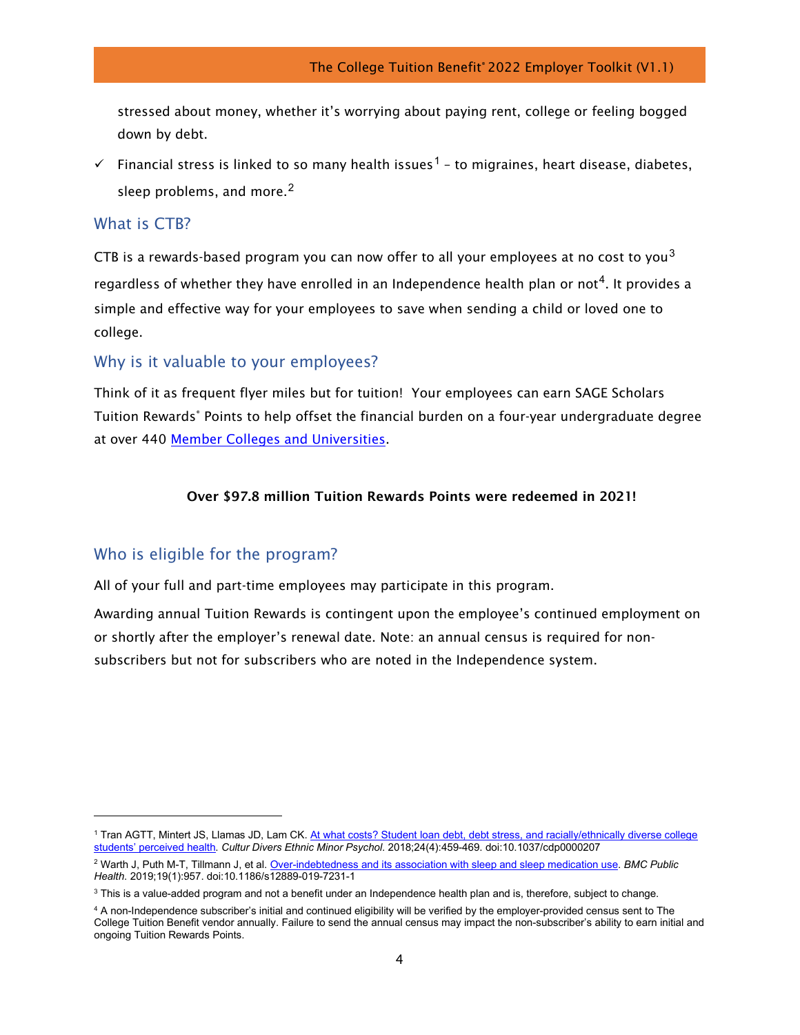stressed about money, whether it's worrying about paying rent, college or feeling bogged down by debt.

- ✓ Financial stress is linked to so many health issues[1] – to migraines, heart disease, diabetes, sleep problems, and more.[2]

## What is CTB?

CTB is a rewards-based program you can now offer to all your employees at no cost to you[3] regardless of whether they have enrolled in an Independence health plan or not[4]. It provides a simple and effective way for your employees to save when sending a child or loved one to college.

## Why is it valuable to your employees?

Think of it as frequent flyer miles but for tuition! Your employees can earn SAGE Scholars Tuition Rewards® Points to help offset the financial burden on a four-year undergraduate degree at over 440 [Member Colleges and Universities](#).

**Over $97.8 million Tuition Rewards Points were redeemed in 2021!**

## Who is eligible for the program?

All of your full and part-time employees may participate in this program.

Awarding annual Tuition Rewards is contingent upon the employee's continued employment on or shortly after the employer's renewal date. Note: an annual census is required for non-subscribers but not for subscribers who are noted in the Independence system.

---

[1] Tran AGTT, Mintert JS, Llamas JD, Lam CK. At what costs? Student loan debt, debt stress, and racially/ethnically diverse college students' perceived health. *Cultur Divers Ethnic Minor Psychol*. 2018;24(4):459-469. doi:10.1037/cdp0000207

[2] Warth J, Puth M-T, Tillmann J, et al. Over-indebtedness and its association with sleep and sleep medication use. *BMC Public Health*. 2019;19(1):957. doi:10.1186/s12889-019-7231-1

[3] This is a value-added program and not a benefit under an Independence health plan and is, therefore, subject to change.

[4] A non-Independence subscriber's initial and continued eligibility will be verified by the employer-provided census sent to The College Tuition Benefit vendor annually. Failure to send the annual census may impact the non-subscriber's ability to earn initial and ongoing Tuition Rewards Points.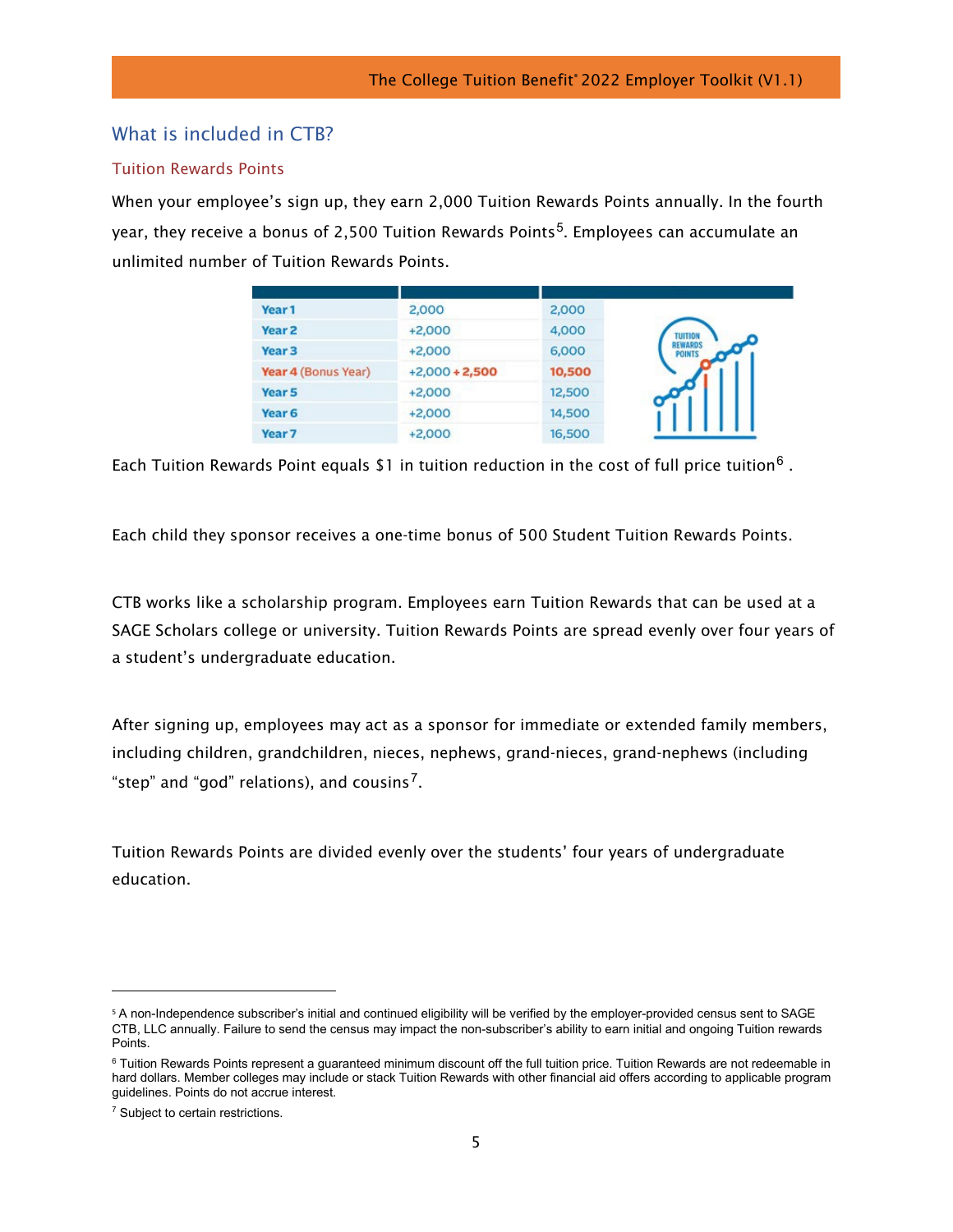## What is included in CTB?

### Tuition Rewards Points

When your employee's sign up, they earn 2,000 Tuition Rewards Points annually. In the fourth year, they receive a bonus of 2,500 Tuition Rewards Points[5]. Employees can accumulate an unlimited number of Tuition Rewards Points.

| | | |
|---|---|---|
| Year 1 | 2,000 | 2,000 |
| Year 2 | +2,000 | 4,000 |
| Year 3 | +2,000 | 6,000 |
| Year 4 (Bonus Year) | +2,000 + 2,500 | 10,500 |
| Year 5 | +2,000 | 12,500 |
| Year 6 | +2,000 | 14,500 |
| Year 7 | +2,000 | 16,500 |

Each Tuition Rewards Point equals $1 in tuition reduction in the cost of full price tuition[6] .

Each child they sponsor receives a one-time bonus of 500 Student Tuition Rewards Points.

CTB works like a scholarship program. Employees earn Tuition Rewards that can be used at a SAGE Scholars college or university. Tuition Rewards Points are spread evenly over four years of a student's undergraduate education.

After signing up, employees may act as a sponsor for immediate or extended family members, including children, grandchildren, nieces, nephews, grand-nieces, grand-nephews (including "step" and "god" relations), and cousins[7].

Tuition Rewards Points are divided evenly over the students' four years of undergraduate education.

---

[5] A non-Independence subscriber's initial and continued eligibility will be verified by the employer-provided census sent to SAGE CTB, LLC annually. Failure to send the census may impact the non-subscriber's ability to earn initial and ongoing Tuition rewards Points.

[6] Tuition Rewards Points represent a guaranteed minimum discount off the full tuition price. Tuition Rewards are not redeemable in hard dollars. Member colleges may include or stack Tuition Rewards with other financial aid offers according to applicable program guidelines. Points do not accrue interest.

[7] Subject to certain restrictions.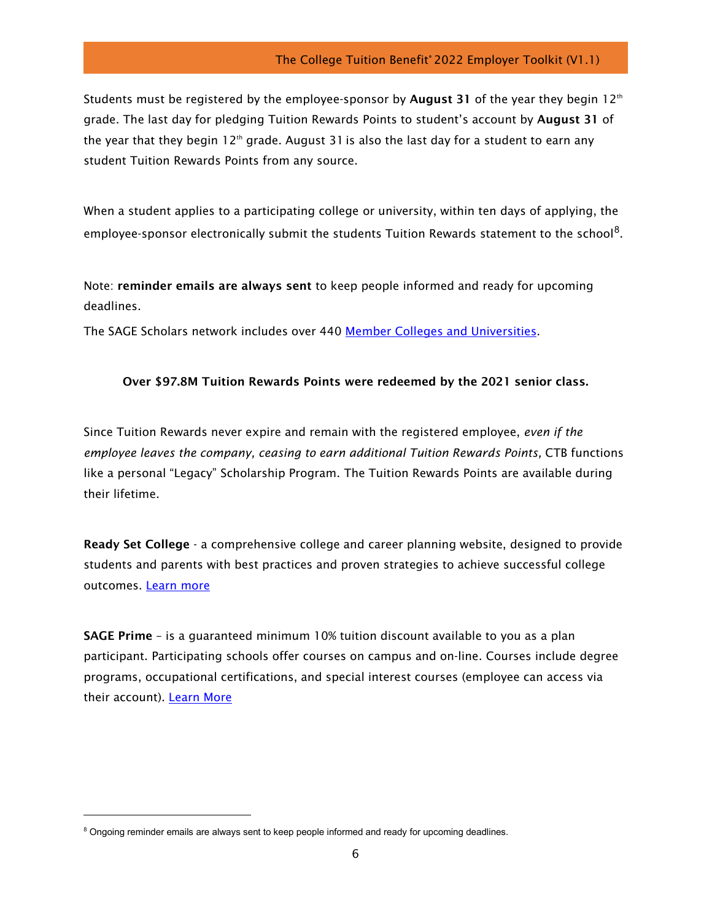Students must be registered by the employee-sponsor by **August 31** of the year they begin 12th grade. The last day for pledging Tuition Rewards Points to student's account by **August 31** of the year that they begin 12th grade. August 31 is also the last day for a student to earn any student Tuition Rewards Points from any source.

When a student applies to a participating college or university, within ten days of applying, the employee-sponsor electronically submit the students Tuition Rewards statement to the school[8].

Note: **reminder emails are always sent** to keep people informed and ready for upcoming deadlines.

The SAGE Scholars network includes over 440 Member Colleges and Universities.

**Over $97.8M Tuition Rewards Points were redeemed by the 2021 senior class.**

Since Tuition Rewards never expire and remain with the registered employee, *even if the employee leaves the company, ceasing to earn additional Tuition Rewards Points,* CTB functions like a personal "Legacy" Scholarship Program. The Tuition Rewards Points are available during their lifetime.

**Ready Set College** - a comprehensive college and career planning website, designed to provide students and parents with best practices and proven strategies to achieve successful college outcomes. Learn more

**SAGE Prime** – is a guaranteed minimum 10% tuition discount available to you as a plan participant. Participating schools offer courses on campus and on-line. Courses include degree programs, occupational certifications, and special interest courses (employee can access via their account). Learn More

[8] Ongoing reminder emails are always sent to keep people informed and ready for upcoming deadlines.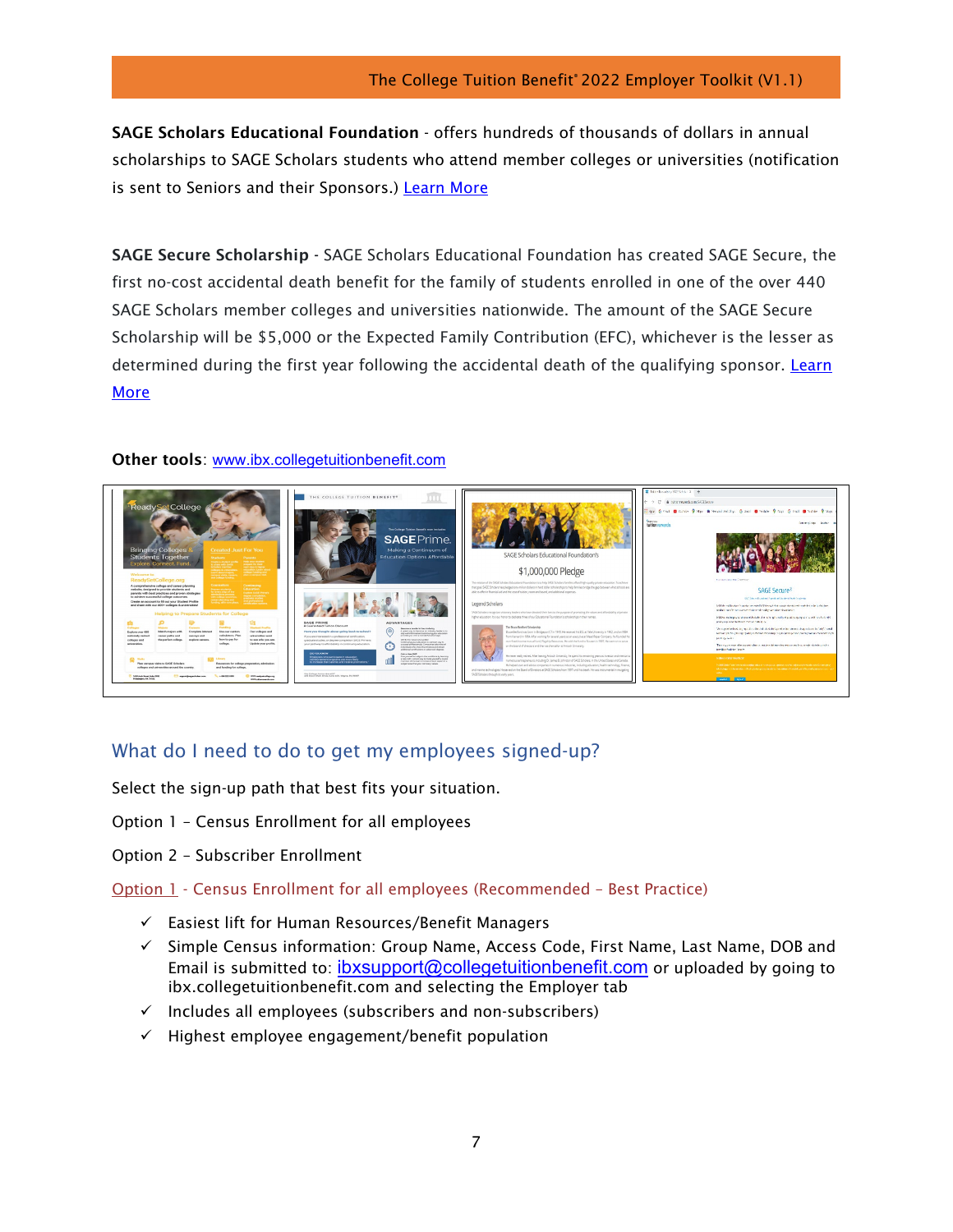**SAGE Scholars Educational Foundation** - offers hundreds of thousands of dollars in annual scholarships to SAGE Scholars students who attend member colleges or universities (notification is sent to Seniors and their Sponsors.) Learn More

**SAGE Secure Scholarship** - SAGE Scholars Educational Foundation has created SAGE Secure, the first no-cost accidental death benefit for the family of students enrolled in one of the over 440 SAGE Scholars member colleges and universities nationwide. The amount of the SAGE Secure Scholarship will be $5,000 or the Expected Family Contribution (EFC), whichever is the lesser as determined during the first year following the accidental death of the qualifying sponsor. Learn More

**Other tools**: www.ibx.collegetuitionbenefit.com

## What do I need to do to get my employees signed-up?

Select the sign-up path that best fits your situation.

Option 1 – Census Enrollment for all employees

Option 2 – Subscriber Enrollment

### Option 1 - Census Enrollment for all employees (Recommended – Best Practice)

- ✓ Easiest lift for Human Resources/Benefit Managers
- ✓ Simple Census information: Group Name, Access Code, First Name, Last Name, DOB and Email is submitted to: ibxsupport@collegetuitionbenefit.com or uploaded by going to ibx.collegetuitionbenefit.com and selecting the Employer tab
- ✓ Includes all employees (subscribers and non-subscribers)
- ✓ Highest employee engagement/benefit population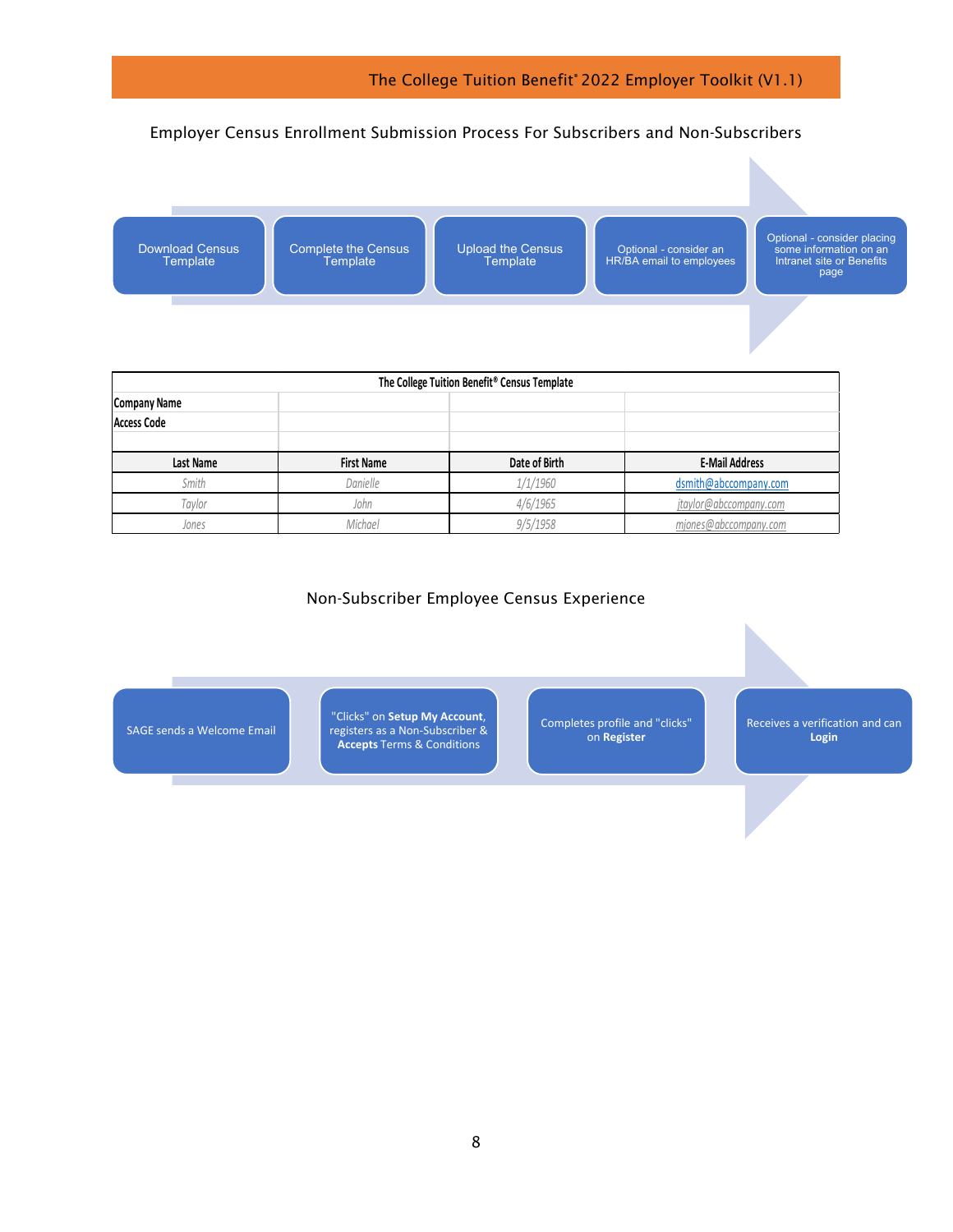## Employer Census Enrollment Submission Process For Subscribers and Non-Subscribers

1. Download Census Template
2. Complete the Census Template
3. Upload the Census Template
4. Optional - consider an HR/BA email to employees
5. Optional - consider placing some information on an Intranet site or Benefits page

| The College Tuition Benefit® Census Template | | | |
|---|---|---|---|
| **Company Name** | | | |
| **Access Code** | | | |
| | | | |
| **Last Name** | **First Name** | **Date of Birth** | **E-Mail Address** |
| *Smith* | *Danielle* | *1/1/1960* | dsmith@abccompany.com |
| *Taylor* | *John* | *4/6/1965* | *jtaylor@abccompany.com* |
| *Jones* | *Michael* | *9/5/1958* | *mjones@abccompany.com* |

## Non-Subscriber Employee Census Experience

1. SAGE sends a Welcome Email
2. "Clicks" on **Setup My Account**, registers as a Non-Subscriber & **Accepts** Terms & Conditions
3. Completes profile and "clicks" on **Register**
4. Receives a verification and can **Login**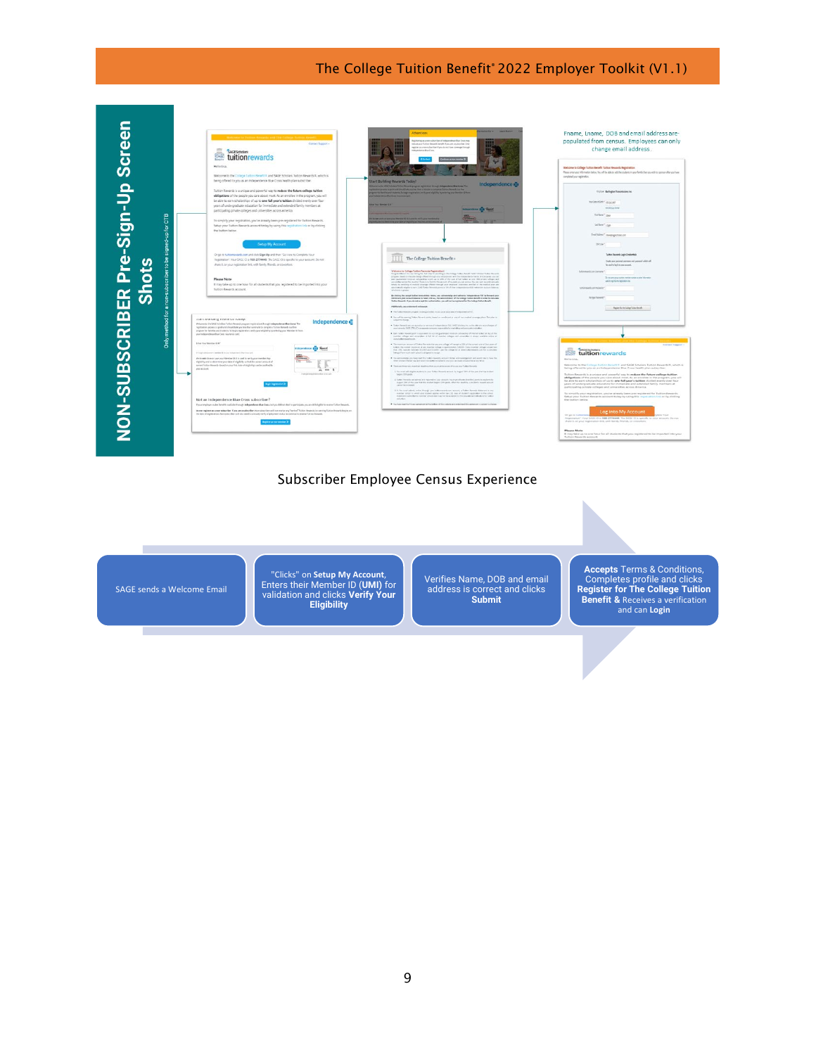## NON-SUBSCRIBER Pre-Sign-Up Screen Shots

Only method for a non-subscriber to be signed-up for CTB

Fname, Lname, DOB and email address are populated from census. Employees can only change email address.

### Subscriber Employee Census Experience

1. SAGE sends a Welcome Email
2. "Clicks" on **Setup My Account**, Enters their Member ID (**UMI**) for validation and clicks **Verify Your Eligibility**
3. Verifies Name, DOB and email address is correct and clicks **Submit**
4. **Accepts** Terms & Conditions, Completes profile and clicks **Register for The College Tuition Benefit &** Receives a verification and can **Login**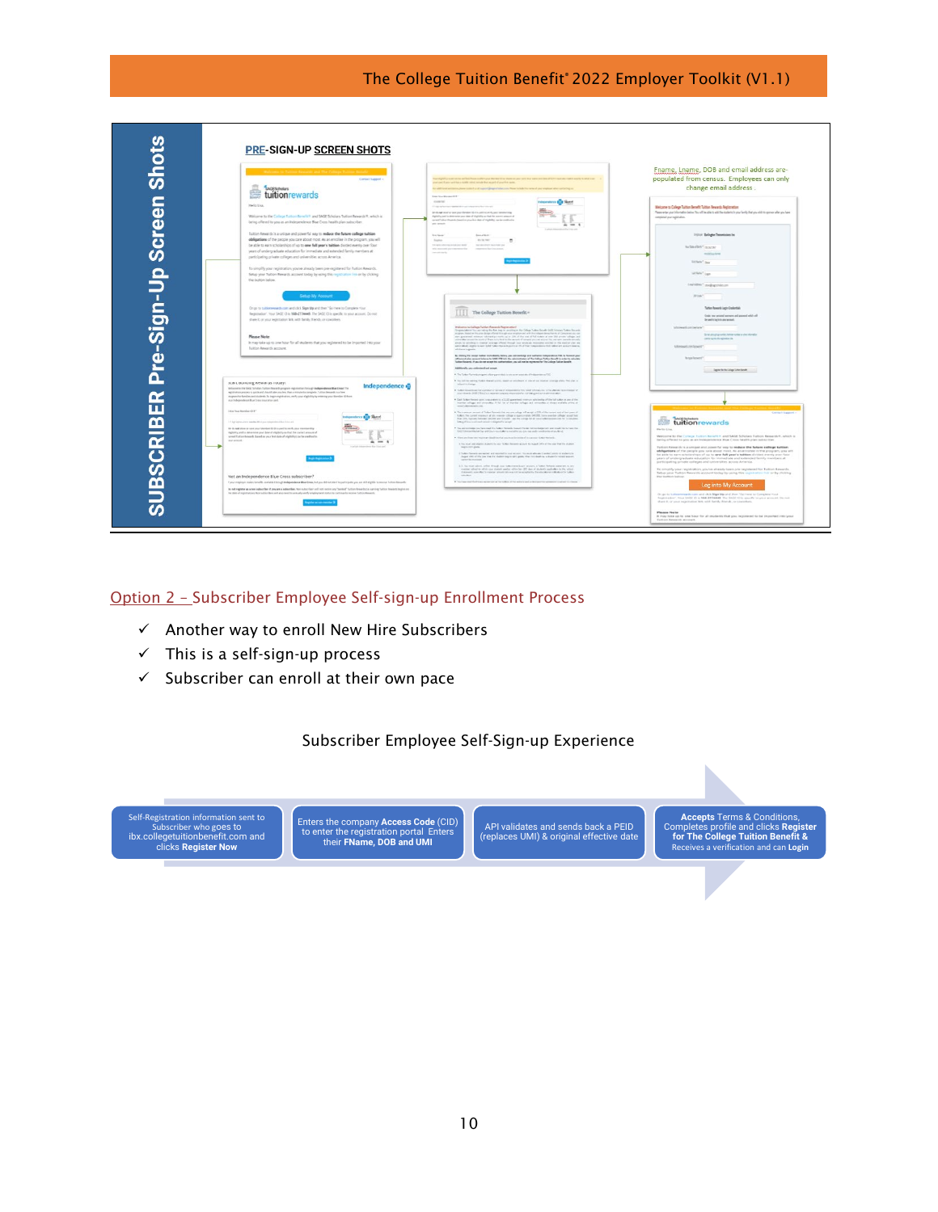## SUBSCRIBER Pre-Sign-Up Screen Shots

PRE-SIGN-UP SCREEN SHOTS

Fname, Lname, DOB and email address are populated from census. Employees can only change email address.

## Option 2 – Subscriber Employee Self-sign-up Enrollment Process

- ✓ Another way to enroll New Hire Subscribers
- ✓ This is a self-sign-up process
- ✓ Subscriber can enroll at their own pace

### Subscriber Employee Self-Sign-up Experience

1. Self-Registration information sent to Subscriber who goes to ibx.collegetuitionbenefit.com and clicks **Register Now**
2. Enters the company **Access Code** (CID) to enter the registration portal Enters their **FName, DOB and UMI**
3. API validates and sends back a PEID (replaces UMI) & original effective date
4. **Accepts** Terms & Conditions, Completes profile and clicks **Register for The College Tuition Benefit &** Receives a verification and can **Login**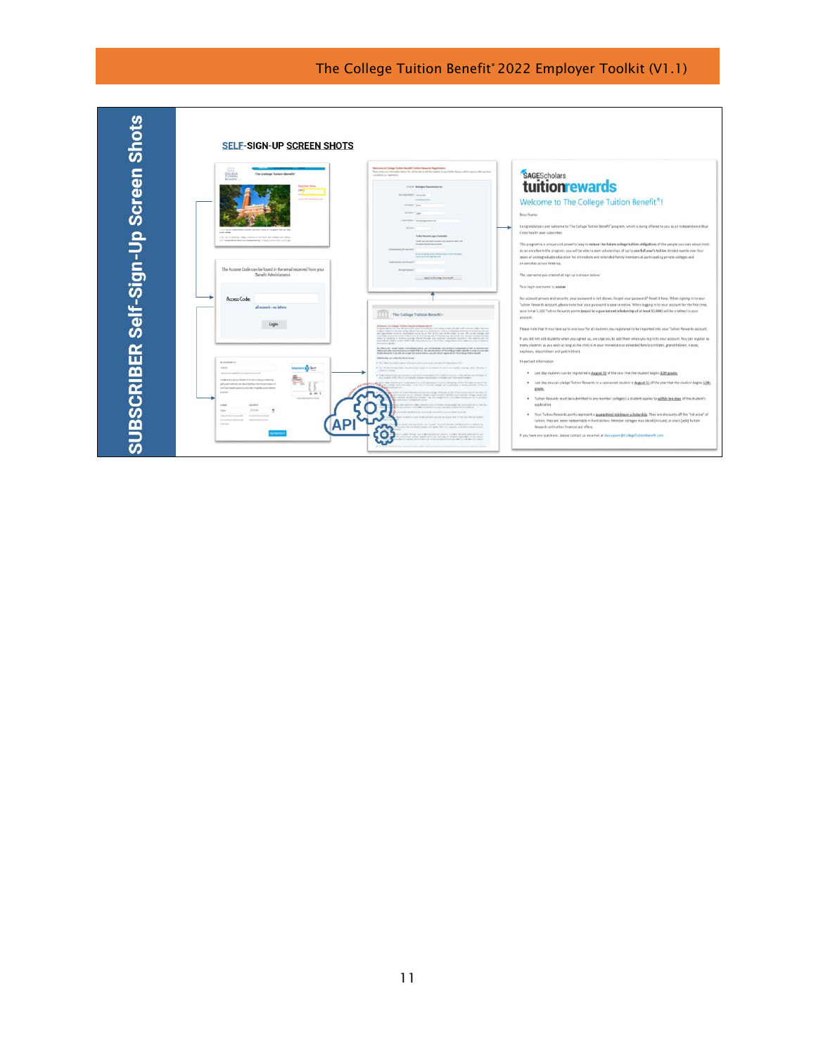# SUBSCRIBER Self-Sign-Up Screen Shots

SELF-SIGN-UP SCREEN SHOTS

The Access Code can be found in the email received from your Benefit Administrator.

Access Code:

all numeric - no letters

Login

API

SAGEScholars tuitionrewards

Welcome to The College Tuition Benefit®!

Dear Name:

Congratulations and welcome to The College Tuition Benefit® program, which is being offered to you as an Independence Blue Cross health plan subscriber.

This program is a unique and powerful way to reduce the future college tuition obligations of the people you care about most. As an enrollee in the program, you will be able to earn scholarships of up to one full year's tuition divided evenly over four years of undergraduate education for immediate and extended family members at participating private colleges and universities across America.

The username you created at sign up is shown below:

Your login username is: xxxxxx

For account privacy and security, your password is not shown. Forgot your password? Reset it here. When signing in to your Tuition Rewards account, please note that your password is case sensitive. When logging in to your account for the first time, your initial 2,000 Tuition Rewards points (equal to a guaranteed scholarship of at least $2,000) will be credited to your account.

Please note that it may take up to one hour for all students you registered to be imported into your Tuition Rewards account.

If you did not add students when you signed up, we urge you to add them when you log in to your account. You can register as many students as you wish as long as the child is in your immediate or extended family (children, grandchildren, nieces, nephews, stepchildren and godchildren).

Important information:

- Last day students can be registered is August 31 of the year that the student begins 12th grade.
- Last day you can pledge Tuition Rewards to a sponsored student is August 31 of the year that the student begins 12th grade.
- Tuition Rewards must be submitted to any member college(s) a student applies to within ten days of the student's application.
- Your Tuition Rewards points represent a guaranteed minimum scholarship. They are discounts off the "list price" of tuition; they are never redeemable in hard dollars. Member colleges may blend [include] or stack [add] Tuition Rewards with other financial aid offers.

If you have any questions, please contact us via email at tbcsupport@CollegeTuitionBenefit.com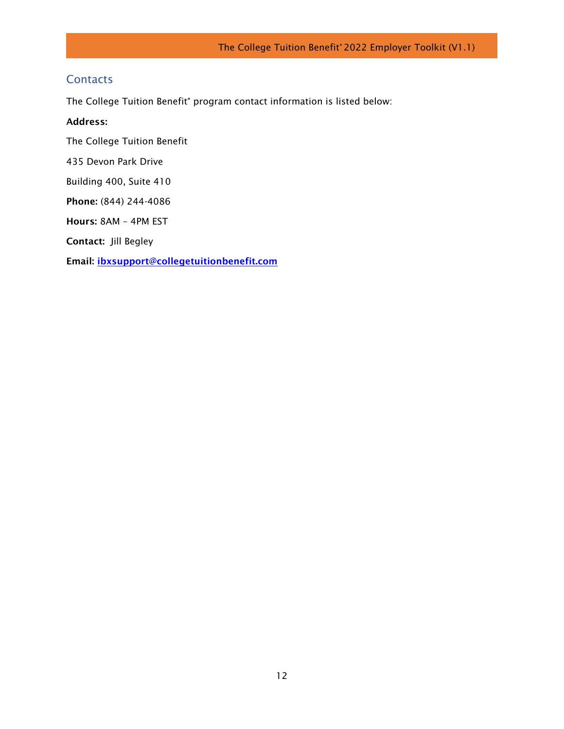## Contacts

The College Tuition Benefit® program contact information is listed below:

**Address:**

The College Tuition Benefit

435 Devon Park Drive

Building 400, Suite 410

**Phone:** (844) 244-4086

**Hours:** 8AM – 4PM EST

**Contact:** Jill Begley

**Email:** **ibxsupport@collegetuitionbenefit.com**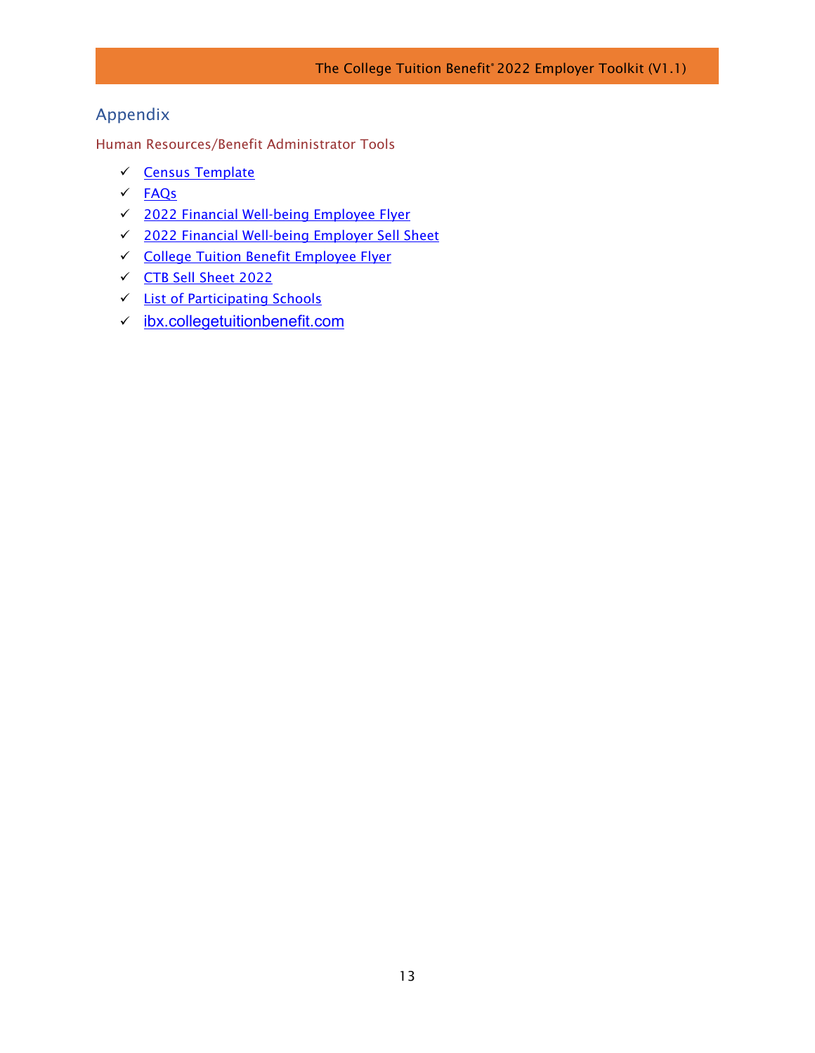# Appendix

## Human Resources/Benefit Administrator Tools

- ✓ Census Template
- ✓ FAQs
- ✓ 2022 Financial Well-being Employee Flyer
- ✓ 2022 Financial Well-being Employer Sell Sheet
- ✓ College Tuition Benefit Employee Flyer
- ✓ CTB Sell Sheet 2022
- ✓ List of Participating Schools
- ✓ ibx.collegetuitionbenefit.com